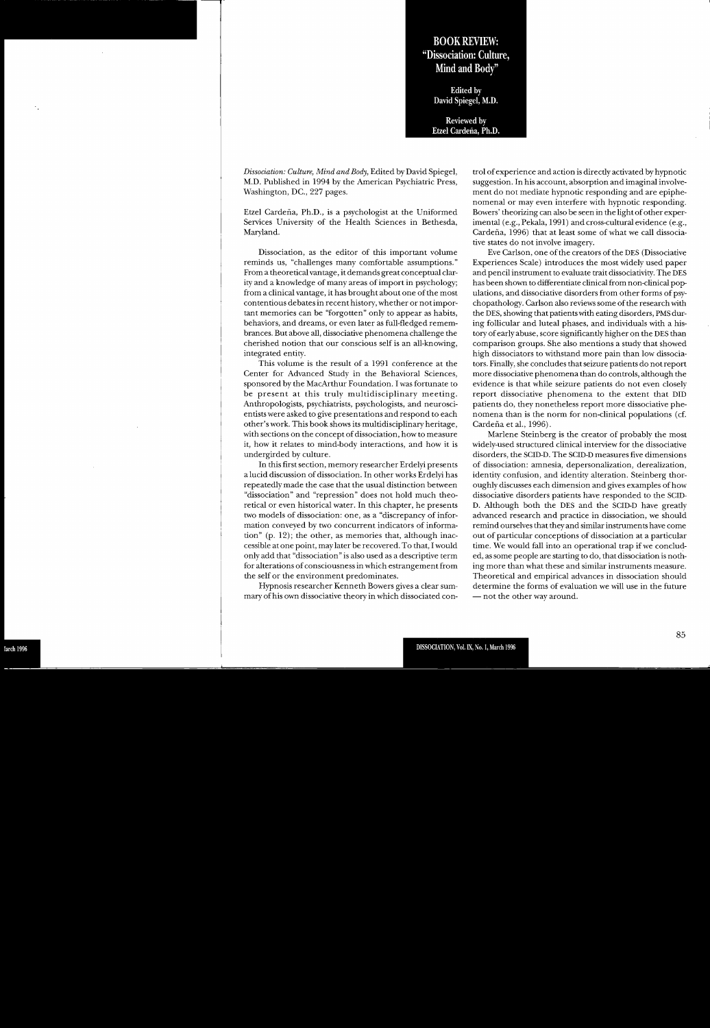# BOOK REVIEW: "Dissociation: Culture, Mind and Body"

Edited by David Spiegel, M.D.

Reviewed by Etzel Cardeña, Ph.D.

*Dissociation: Culture, Mind and Body*, Edited by David Spiegel, M.D. Published in 1994 by the American Psychiatric Press, Washington, DC., 227 pages.

Etzel Cardeña, Ph.D., is a psychologist at the Uniformed Services University of the Health Sciences in Bethesda, Maryland.

Dissociation, as the editor of this important volume reminds us, "challenges many comfortable assumptions." From a theoretical vantage, it demands great conceptual clarity and a knowledge of many areas of import in psychology; from a clinical vantage, it has brought about one of the most contentious debates in recent history, whether or not important memories can be "forgotten" only to appear as habits, behaviors, and dreams, or even later as full-fledged remembrances. But above all, dissociative phenomena challenge the cherished notion that our conscious self is an all-knowing, integrated entity.

This volume is the result of a 1991 conference at the Center for Advanced Study in the Behavioral Sciences, sponsored by the MacArthur Foundation. I was fortunate to be present at this truly multidisciplinary meeting. Anthropologists, psychiatrists, psychologists, and neuroscientists were asked to give presentations and respond to each other's work. This book shows its multidisciplinary heritage, with sections on the concept of dissociation, how to measure it, how it relates to mind-body interactions, and how it is undergirded by culture.

In this first section, memory researcher Erdelyi presents a lucid discussion of dissociation. In other works Erdelyi has repeatedly made the case that the usual distinction between "dissociation" and "repression" does not hold much theoretical or even historical water. In this chapter, he presents two models of dissociation: one, as a "discrepancy of information conveyed by two concurrent indicators of information" (p. 12); the other, as memories that, although inaccessible at one point, may later be recovered. To that, I would only add that "dissociation" is also used as a descriptive term for alterations of consciousness in which estrangement from the self or the environment predominates.

Hypnosis researcher Kenneth Bowers gives a clear summary of his own dissociative theory in which dissociated control of experience and action is directly activated by hypnotic suggestion. In his account, absorption and imaginal involvement do not mediate hypnotic responding and are epiphenomenal or may even interfere with hypnotic responding. Bowers' theorizing can also be seen in the light of other experimental (e.g., Pekala, 1991) and cross-cultural evidence (e.g., Cardeña, 1996) that at least some of what we call dissociative states do not involve imagery.

Eve Carlson, one of the creators of the DES (Dissociative Experiences Scale) introduces the most widely used paper and pencil instrument to evaluate trait dissociativity. The DES has been shown to differentiate clinical from non-clinical populations, and dissociative disorders from other forms of psychopathology. Carlson also reviews some of the research with the DES, showing that patients with eating disorders, PMS during follicular and luteal phases, and individuals with a history of early abuse, score significantly higher on the DES than comparison groups. She also mentions a study that showed high dissociators to withstand more pain than low dissociators. Finally, she concludes that seizure patients do not report more dissociative phenomena than do controls, although the evidence is that while seizure patients do not even closely report dissociative phenomena to the extent that DID patients do, they nonetheless report more dissociative phenomena than is the norm for non-clinical populations (cf. Cardeña et al., 1996).

Marlene Steinberg is the creator of probably the most widely-used structured clinical interview for the dissociative disorders, the SCID-D. The SCID-D measures five dimensions of dissociation: amnesia, depersonalization, derealization, identity confusion, and identity alteration. Steinberg thoroughly discusses each dimension and gives examples of how dissociative disorders patients have responded to the SCID-D. Although both the DES and the SCID-D have greatly advanced research and practice in dissociation, we should remind ourselves that they and similar instruments have come out of particular conceptions of dissociation at a particular time. We would fall into an operational trap if we concluded, as some people are starting to do, that dissociation is nothing more than what these and similar instruments measure. Theoretical and empirical advances in dissociation should determine the forms of evaluation we will use in the future — not the other way around.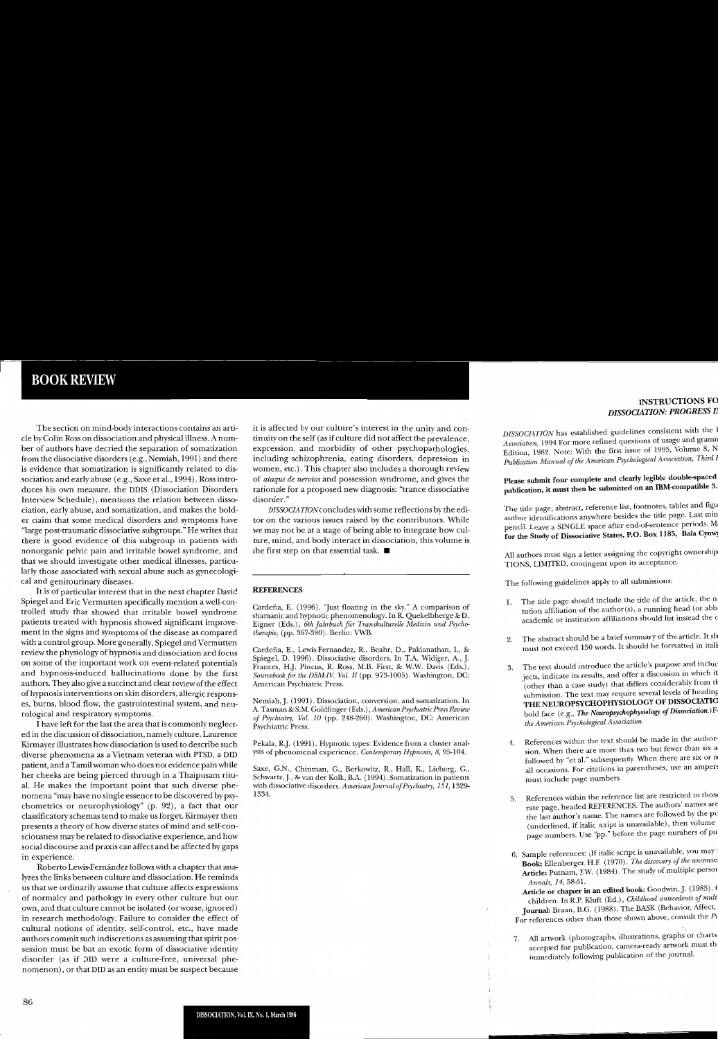# BOOK REVIEW

The section on mind-body interactions contains an article by Colin Ross on dissociation and physical illness. A number of authors have decried the separation of somatization from the dissociative disorders (e.g., Nemiah, 1991) and there is evidence that somatization is significantly related to dissociation and early abuse (e.g., Saxe et al., 1994). Ross introduces his own measure, the DDIS (Dissociation Disorders Interview Schedule), mentions the relation between dissociation, early abuse, and somatization, and makes the bolder claim that some medical disorders and symptoms have "large post-traumatic dissociative subgroups." He writes that there is good evidence of this subgroup in patients with nonorganic pelvic pain and irritable bowel syndrome, and that we should investigate other medical illnesses, particularly those associated with sexual abuse such as gynecological and genitourinary diseases.

It is of particular interest that in the next chapter David Spiegel and Eric Vermutten specifically mention a well-controlled study that showed that irritable bowel syndrome patients treated with hypnosis showed significant improvement in the signs and symptoms of the disease as compared with a control group. More generally, Spiegel and Vermutten review the physiology of hypnosis and dissociation and focus on some of the important work on event-related potentials and hypnosis-induced hallucinations done by the first authors. They also give a succinct and clear review of the effect of hypnosis interventions on skin disorders, allergic responses, burns, blood flow, the gastrointestinal system, and neurological and respiratory symptoms.

I have left for the last the area that is commonly neglected in the discussion of dissociation, namely culture. Laurence Kirmayer illustrates how dissociation is used to describe such diverse phenomena as a Vietnam veteran with PTSD, a DID patient, and a Tamil woman who does not evidence pain while her cheeks are being pierced through in a Thaipusam ritual. He makes the important point that such diverse phenomena "may have no single essence to be discovered by psychometrics or neurophysiology" (p. 92), a fact that our classificatory schemas tend to make us forget. Kirmayer then presents a theory of how diverse states of mind and self-consciousness may be related to dissociative experience, and how social discourse and praxis can affect and be affected by gaps in experience.

Roberto Lewis-Fernández follows with a chapter that analyzes the links between culture and dissociation. He reminds us that we ordinarily assume that culture affects expressions of normalcy and pathology in every other culture but our own, and that culture cannot be isolated (or worse, ignored) in research methodology. Failure to consider the effect of cultural notions of identity, self-control, etc., have made authors commit such indiscretions as assuming that spirit possession must be but an exotic form of dissociative identity disorder (as if DID were a culture-free, universal phenomenon), or that DID as an entity must be suspect because it is affected by our culture's interest in the unity and continuity on the self (as if culture did not affect the prevalence, expression, and morbidity of other psychopathologies, including schizophrenia, eating disorders, depression in women, etc.). This chapter also includes a thorough review of *ataque de nervios* and possession syndrome, and gives the rationale for a proposed new diagnosis: "trance dissociative disorder."

*DISSOCIATION* concludes with some reflections by the editor on the various issues raised by the contributors. While we may not be at a stage of being able to integrate how culture, mind, and body interact in dissociation, this volume is the first step on that essential task. ■

## REFERENCES

Cardeña, E. (1996). "Just floating in the sky." A comparison of shamanic and hypnotic phenomenology. In R. Quekelbherge & D. Eigner (Eds.), *6th Jahrbuch für Transkulturelle Medizin und Psychotherapie*, (pp. 367-380). Berlin: VWB.

Cardeña, E., Lewis-Fernandez, R., Beahr, D., Pakianathan, I., & Spiegel, D. 1996). Dissociative disorders. In T.A. Widiger, A., J. Frances, H.J. Pincus, R. Ross, M.B. First, & W.W. Davis (Eds.), *Sourcebook for the DSM-IV. Vol. II* (pp. 973-1005). Washington, DC: American Psychiatric Press.

Nemiah, J. (1991). Dissociation, conversion, and somatization. In A. Tasman & S.M. Goldfinger (Eds.), *American Psychiatric Press Review of Psychiatry, Vol. 10* (pp. 248-260). Washington, DC: American Psychiatric Press.

Pekala, R.J. (1991). Hypnotic types: Evidence from a cluster analysis of phenomenal experience. *Contemporary Hypnosis, 8*, 95-104.

Saxe, G.N., Chinman, G., Berkowitz, R., Hall, K., Lieberg, G., Schwartz, J., & van der Kolk, B.A. (1994). Somatization in patients with dissociative disorders. *American Journal of Psychiatry, 151*, 1329-1334.

## INSTRUCTIONS FO
### *DISSOCIATION: PROGRESS I*

*DISSOCIATION* has established guidelines consistent with the *Association*, 1994 For more refined questions of usage and gramm Edition, 1982. Note: With the first issue of 1995, Volume 8, N *Publication Manual of the American Psychological Association, Third*

**Please submit four complete and clearly legible double-spaced publication, it must then be submitted on an IBM-compatible 3.**

The title page, abstract, reference list, footnotes, tables and figu author identifications anywhere besides the title page. Last min pencil. Leave a SINGLE space after end-of-sentence periods. M **for the Study of Dissociative States, P.O. Box 1185, Bala Cynw**

All authors must sign a letter assigning the copyright ownership TIONS, LIMITED, contingent upon its acceptance.

The following guidelines apply to all submissions:

1. The title page should include the title of the article, the n tution affiliation of the author(s), a running head (or abb academic or institution affiliations should list instead the c

2. The abstract should be a brief summary of the article. It sh must not exceed 150 words. It should be formatted in itali

3. The text should introduce the article's purpose and incluc jects, indicate its results, and offer a discussion in which it (other than a case study) that differs considerably from th submission. The text may require several levels of heading **THE NEUROPSYCHOPHYSIOLOGY OF DISSOCIATIO** bold face (e.g., ***The Neuropsychophysiology of Dissociation.***) F *the American Psychological Association.*

4. References within the text should be made in the author sion. When there are more than two but fewer than six a followed by "et al." subsequently. When there are six or n all occasions. For citations in parentheses, use an amper must include page numbers.

5. References within the reference list are restricted to those rate page, headed REFERENCES. The authors' names are the last author's name. The names are followed by the pu (underlined, if italic script is unavailable), then volume page numbers. Use "pp." before the page numbers of pu

6. Sample references: (If italic script is unavailable, you may **Book:** Ellenberger H.F. (1970). *The discovery of the unconsc*
   **Article:** Putnam, F.W. (1984). The study of multiple person *Annals, 14*, 58-61.
   **Article or chapter in an edited book:** Goodwin, J. (1985). children. In R.P. Kluft (Ed.), *Childhood antecedents of mult*
   **Journal:** Braun, B.G. (1988). The BASK (Behavior, Affect,
   For references other than those shown above, consult the *Pu*

7. All artwork (photographs, illustrations, graphs or charts accepted for publication, camera-ready artwork must th immediately following publication of the journal.